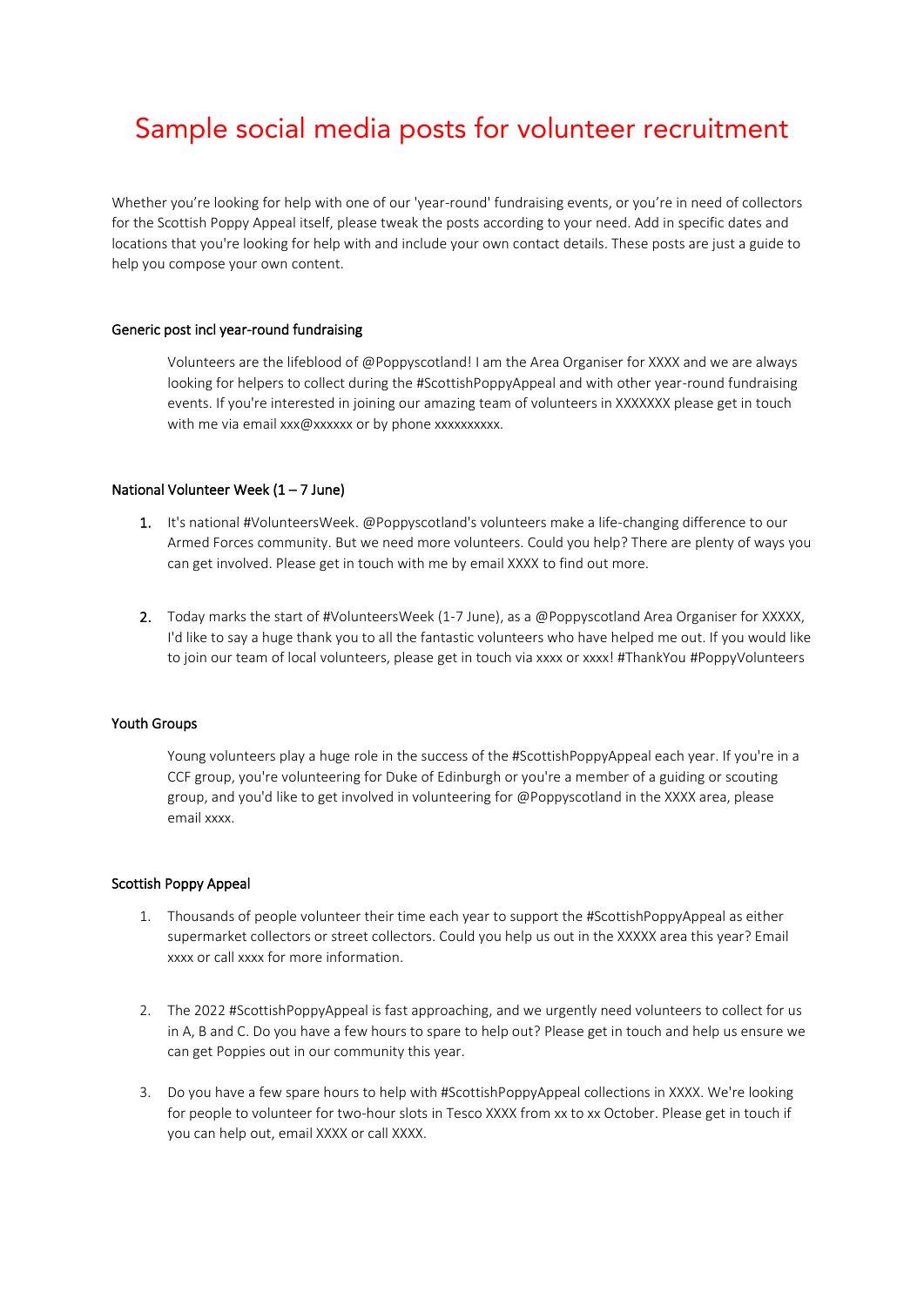# Sample social media posts for volunteer recruitment

Whether you're looking for help with one of our 'year-round' fundraising events, or you're in need of collectors for the Scottish Poppy Appeal itself, please tweak the posts according to your need. Add in specific dates and locations that you're looking for help with and include your own contact details. These posts are just a guide to help you compose your own content.

### Generic post incl year-round fundraising

Volunteers are the lifeblood of @Poppyscotland! I am the Area Organiser for XXXX and we are always looking for helpers to collect during the #ScottishPoppyAppeal and with other year-round fundraising events. If you're interested in joining our amazing team of volunteers in XXXXXXX please get in touch with me via email xxx@xxxxxx or by phone xxxxxxxxxx.

### National Volunteer Week (1 – 7 June)

1. It's national #VolunteersWeek. @Poppyscotland's volunteers make a life-changing difference to our Armed Forces community. But we need more volunteers. Could you help? There are plenty of ways you can get involved. Please get in touch with me by email XXXX to find out more.

2. Today marks the start of #VolunteersWeek (1-7 June), as a @Poppyscotland Area Organiser for XXXXX, I'd like to say a huge thank you to all the fantastic volunteers who have helped me out. If you would like to join our team of local volunteers, please get in touch via xxxx or xxxx! #ThankYou #PoppyVolunteers

### Youth Groups

Young volunteers play a huge role in the success of the #ScottishPoppyAppeal each year. If you're in a CCF group, you're volunteering for Duke of Edinburgh or you're a member of a guiding or scouting group, and you'd like to get involved in volunteering for @Poppyscotland in the XXXX area, please email xxxx.

### Scottish Poppy Appeal

1. Thousands of people volunteer their time each year to support the #ScottishPoppyAppeal as either supermarket collectors or street collectors. Could you help us out in the XXXXX area this year? Email xxxx or call xxxx for more information.

2. The 2022 #ScottishPoppyAppeal is fast approaching, and we urgently need volunteers to collect for us in A, B and C. Do you have a few hours to spare to help out? Please get in touch and help us ensure we can get Poppies out in our community this year.

3. Do you have a few spare hours to help with #ScottishPoppyAppeal collections in XXXX. We're looking for people to volunteer for two-hour slots in Tesco XXXX from xx to xx October. Please get in touch if you can help out, email XXXX or call XXXX.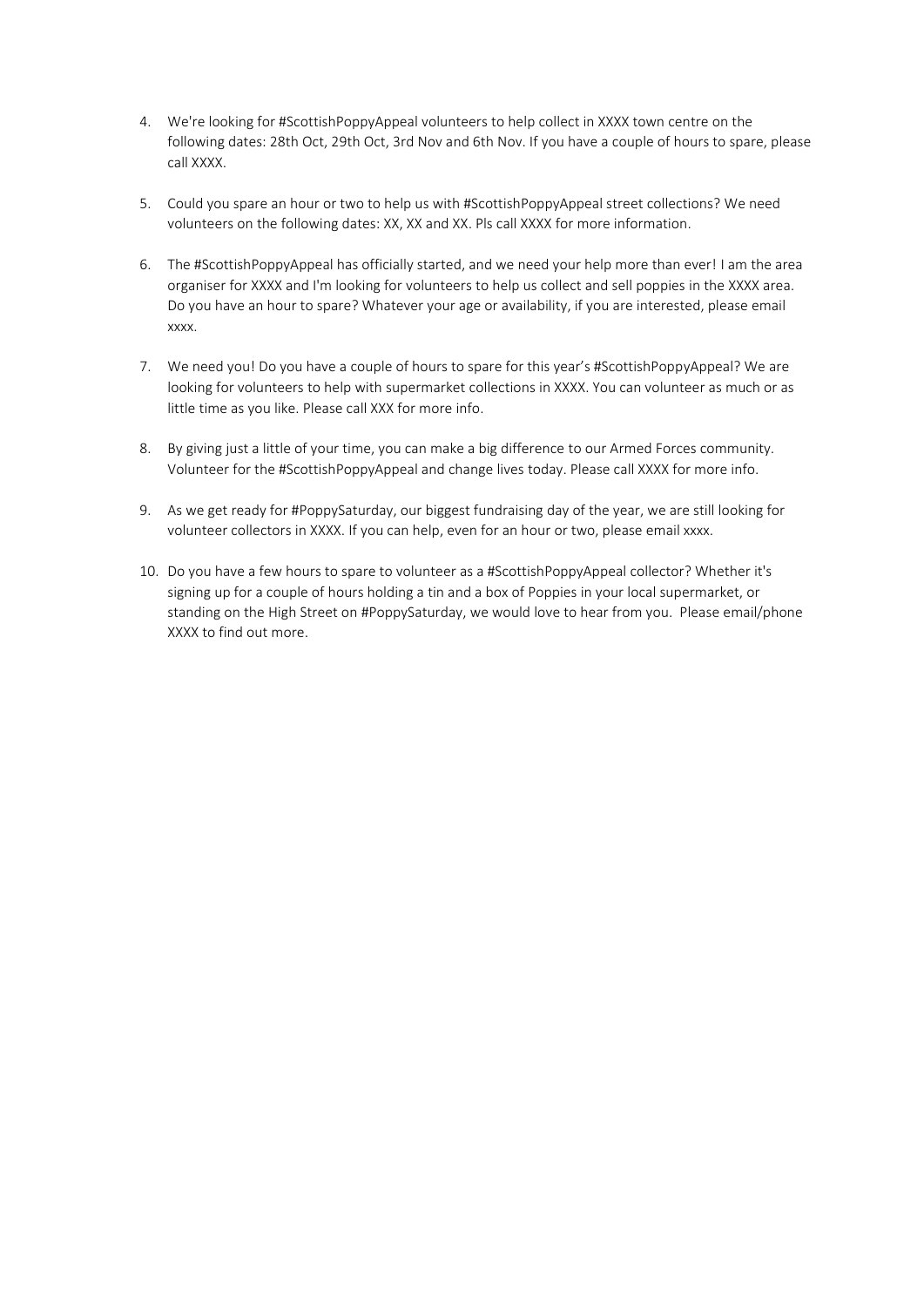4. We're looking for #ScottishPoppyAppeal volunteers to help collect in XXXX town centre on the following dates: 28th Oct, 29th Oct, 3rd Nov and 6th Nov. If you have a couple of hours to spare, please call XXXX.

5. Could you spare an hour or two to help us with #ScottishPoppyAppeal street collections? We need volunteers on the following dates: XX, XX and XX. Pls call XXXX for more information.

6. The #ScottishPoppyAppeal has officially started, and we need your help more than ever! I am the area organiser for XXXX and I'm looking for volunteers to help us collect and sell poppies in the XXXX area. Do you have an hour to spare? Whatever your age or availability, if you are interested, please email xxxx.

7. We need you! Do you have a couple of hours to spare for this year's #ScottishPoppyAppeal? We are looking for volunteers to help with supermarket collections in XXXX. You can volunteer as much or as little time as you like. Please call XXX for more info.

8. By giving just a little of your time, you can make a big difference to our Armed Forces community. Volunteer for the #ScottishPoppyAppeal and change lives today. Please call XXXX for more info.

9. As we get ready for #PoppySaturday, our biggest fundraising day of the year, we are still looking for volunteer collectors in XXXX. If you can help, even for an hour or two, please email xxxx.

10. Do you have a few hours to spare to volunteer as a #ScottishPoppyAppeal collector? Whether it's signing up for a couple of hours holding a tin and a box of Poppies in your local supermarket, or standing on the High Street on #PoppySaturday, we would love to hear from you. Please email/phone XXXX to find out more.